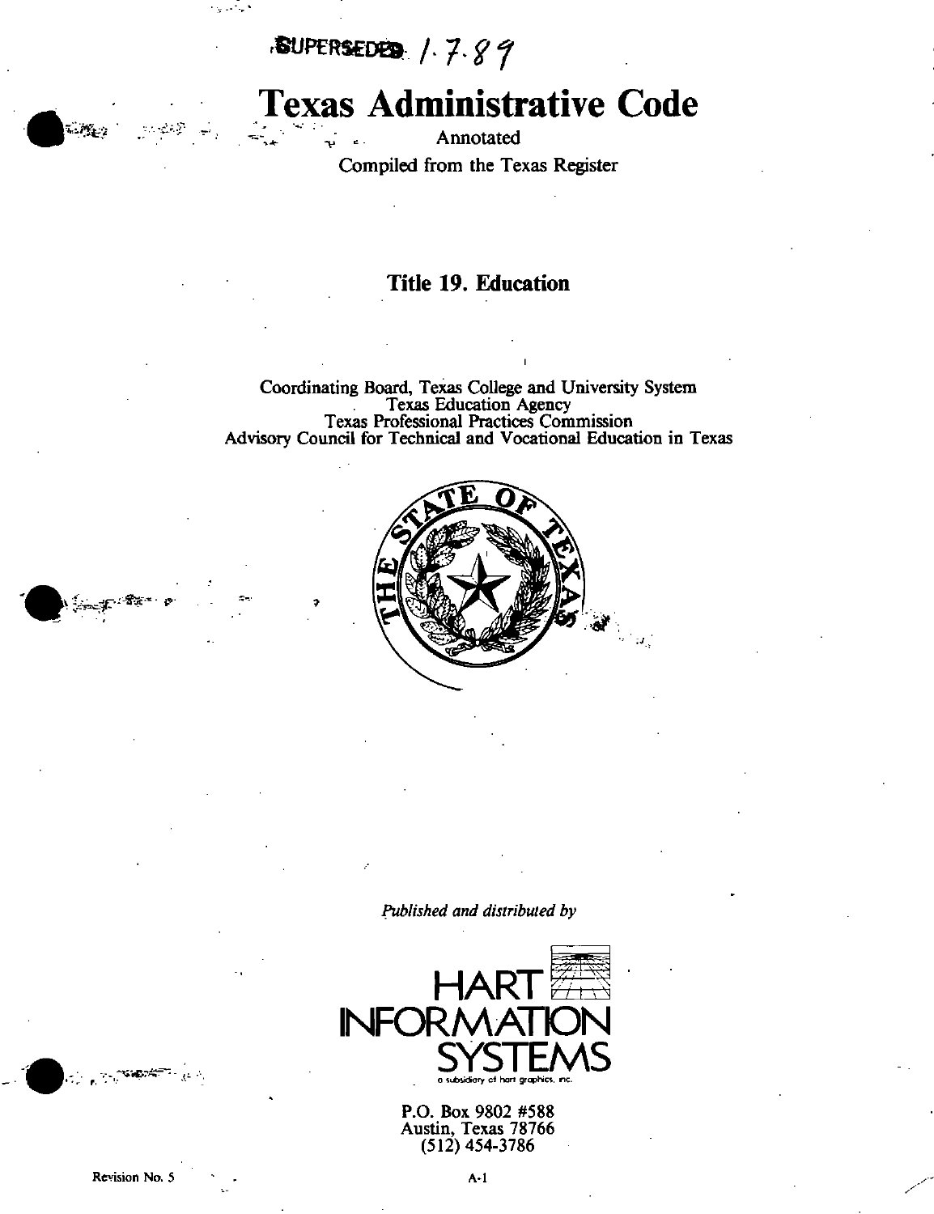SUPERSEDED 1.7.89

# Texas Administrative Code

Annotated

Compiled from the Texas Register

## Title 19. Education

Coordinating Board, Texas College and University System
Texas Education Agency
Texas Professional Practices Commission
Advisory Council for Technical and Vocational Education in Texas

*Published and distributed by*

HART INFORMATION SYSTEMS
a subsidiary of hart graphics, inc.

P.O. Box 9802 #588
Austin, Texas 78766
(512) 454-3786

Revision No. 5

A-1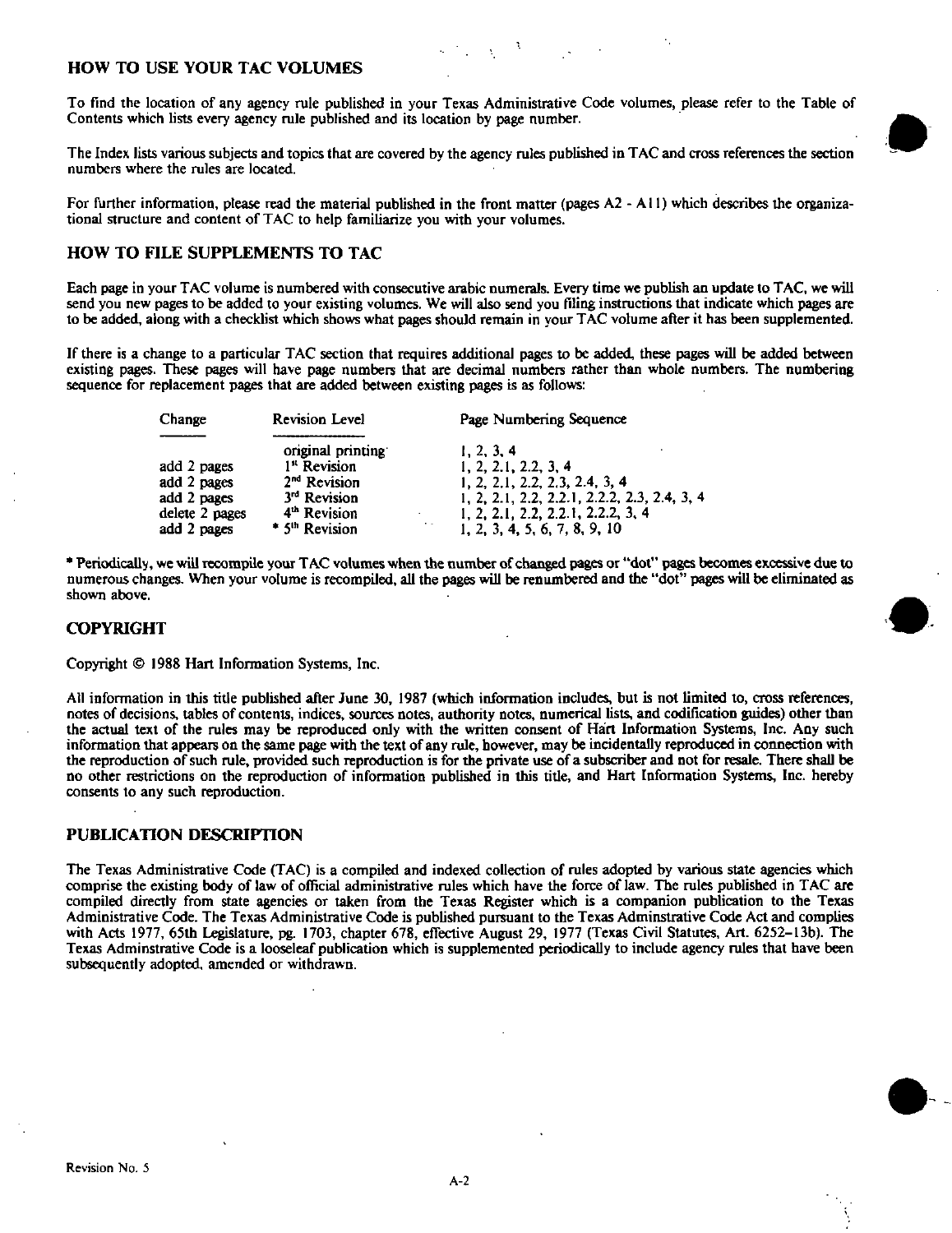## HOW TO USE YOUR TAC VOLUMES

To find the location of any agency rule published in your Texas Administrative Code volumes, please refer to the Table of Contents which lists every agency rule published and its location by page number.

The Index lists various subjects and topics that are covered by the agency rules published in TAC and cross references the section numbers where the rules are located.

For further information, please read the material published in the front matter (pages A2 - A11) which describes the organizational structure and content of TAC to help familiarize you with your volumes.

## HOW TO FILE SUPPLEMENTS TO TAC

Each page in your TAC volume is numbered with consecutive arabic numerals. Every time we publish an update to TAC, we will send you new pages to be added to your existing volumes. We will also send you filing instructions that indicate which pages are to be added, along with a checklist which shows what pages should remain in your TAC volume after it has been supplemented.

If there is a change to a particular TAC section that requires additional pages to be added, these pages will be added between existing pages. These pages will have page numbers that are decimal numbers rather than whole numbers. The numbering sequence for replacement pages that are added between existing pages is as follows:

| Change | Revision Level | Page Numbering Sequence |
|---|---|---|
| | original printing | 1, 2, 3, 4 |
| add 2 pages | 1st Revision | 1, 2, 2.1, 2.2, 3, 4 |
| add 2 pages | 2nd Revision | 1, 2, 2.1, 2.2, 2.3, 2.4, 3, 4 |
| add 2 pages | 3rd Revision | 1, 2, 2.1, 2.2, 2.2.1, 2.2.2, 2.3, 2.4, 3, 4 |
| delete 2 pages | 4th Revision | 1, 2, 2.1, 2.2, 2.2.1, 2.2.2, 3, 4 |
| add 2 pages | * 5th Revision | 1, 2, 3, 4, 5, 6, 7, 8, 9, 10 |

* Periodically, we will recompile your TAC volumes when the number of changed pages or "dot" pages becomes excessive due to numerous changes. When your volume is recompiled, all the pages will be renumbered and the "dot" pages will be eliminated as shown above.

## COPYRIGHT

Copyright © 1988 Hart Information Systems, Inc.

All information in this title published after June 30, 1987 (which information includes, but is not limited to, cross references, notes of decisions, tables of contents, indices, sources notes, authority notes, numerical lists, and codification guides) other than the actual text of the rules may be reproduced only with the written consent of Hart Information Systems, Inc. Any such information that appears on the same page with the text of any rule, however, may be incidentally reproduced in connection with the reproduction of such rule, provided such reproduction is for the private use of a subscriber and not for resale. There shall be no other restrictions on the reproduction of information published in this title, and Hart Information Systems, Inc. hereby consents to any such reproduction.

## PUBLICATION DESCRIPTION

The Texas Administrative Code (TAC) is a compiled and indexed collection of rules adopted by various state agencies which comprise the existing body of law of official administrative rules which have the force of law. The rules published in TAC are compiled directly from state agencies or taken from the Texas Register which is a companion publication to the Texas Administrative Code. The Texas Administrative Code is published pursuant to the Texas Adminstrative Code Act and complies with Acts 1977, 65th Legislature, pg. 1703, chapter 678, effective August 29, 1977 (Texas Civil Statutes, Art. 6252-13b). The Texas Adminstrative Code is a looseleaf publication which is supplemented periodically to include agency rules that have been subsequently adopted, amended or withdrawn.

Revision No. 5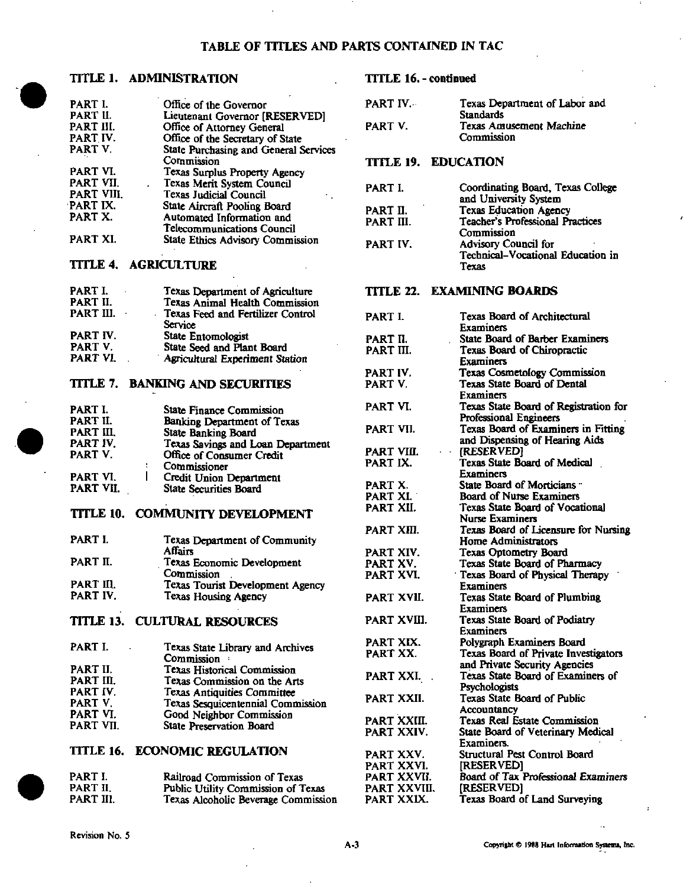# TABLE OF TITLES AND PARTS CONTAINED IN TAC

## TITLE 1. ADMINISTRATION

| | |
|---|---|
| PART I. | Office of the Governor |
| PART II. | Lieutenant Governor [RESERVED] |
| PART III. | Office of Attorney General |
| PART IV. | Office of the Secretary of State |
| PART V. | State Purchasing and General Services Commission |
| PART VI. | Texas Surplus Property Agency |
| PART VII. | Texas Merit System Council |
| PART VIII. | Texas Judicial Council |
| PART IX. | State Aircraft Pooling Board |
| PART X. | Automated Information and Telecommunications Council |
| PART XI. | State Ethics Advisory Commission |

## TITLE 4. AGRICULTURE

| | |
|---|---|
| PART I. | Texas Department of Agriculture |
| PART II. | Texas Animal Health Commission |
| PART III. | Texas Feed and Fertilizer Control Service |
| PART IV. | State Entomologist |
| PART V. | State Seed and Plant Board |
| PART VI. | Agricultural Experiment Station |

## TITLE 7. BANKING AND SECURITIES

| | |
|---|---|
| PART I. | State Finance Commission |
| PART II. | Banking Department of Texas |
| PART III. | State Banking Board |
| PART IV. | Texas Savings and Loan Department |
| PART V. | Office of Consumer Credit Commissioner |
| PART VI. | Credit Union Department |
| PART VII. | State Securities Board |

## TITLE 10. COMMUNITY DEVELOPMENT

| | |
|---|---|
| PART I. | Texas Department of Community Affairs |
| PART II. | Texas Economic Development Commission |
| PART III. | Texas Tourist Development Agency |
| PART IV. | Texas Housing Agency |

## TITLE 13. CULTURAL RESOURCES

| | |
|---|---|
| PART I. | Texas State Library and Archives Commission |
| PART II. | Texas Historical Commission |
| PART III. | Texas Commission on the Arts |
| PART IV. | Texas Antiquities Committee |
| PART V. | Texas Sesquicentennial Commission |
| PART VI. | Good Neighbor Commission |
| PART VII. | State Preservation Board |

## TITLE 16. ECONOMIC REGULATION

| | |
|---|---|
| PART I. | Railroad Commission of Texas |
| PART II. | Public Utility Commission of Texas |
| PART III. | Texas Alcoholic Beverage Commission |
| PART IV. | Texas Department of Labor and Standards |
| PART V. | Texas Amusement Machine Commission |

## TITLE 19. EDUCATION

| | |
|---|---|
| PART I. | Coordinating Board, Texas College and University System |
| PART II. | Texas Education Agency |
| PART III. | Teacher's Professional Practices Commission |
| PART IV. | Advisory Council for Technical-Vocational Education in Texas |

## TITLE 22. EXAMINING BOARDS

| | |
|---|---|
| PART I. | Texas Board of Architectural Examiners |
| PART II. | State Board of Barber Examiners |
| PART III. | Texas Board of Chiropractic Examiners |
| PART IV. | Texas Cosmetology Commission |
| PART V. | Texas State Board of Dental Examiners |
| PART VI. | Texas State Board of Registration for Professional Engineers |
| PART VII. | Texas Board of Examiners in Fitting and Dispensing of Hearing Aids |
| PART VIII. | [RESERVED] |
| PART IX. | Texas State Board of Medical Examiners |
| PART X. | State Board of Morticians |
| PART XI. | Board of Nurse Examiners |
| PART XII. | Texas State Board of Vocational Nurse Examiners |
| PART XIII. | Texas Board of Licensure for Nursing Home Administrators |
| PART XIV. | Texas Optometry Board |
| PART XV. | Texas State Board of Pharmacy |
| PART XVI. | Texas Board of Physical Therapy Examiners |
| PART XVII. | Texas State Board of Plumbing Examiners |
| PART XVIII. | Texas State Board of Podiatry Examiners |
| PART XIX. | Polygraph Examiners Board |
| PART XX. | Texas Board of Private Investigators and Private Security Agencies |
| PART XXI. | Texas State Board of Examiners of Psychologists |
| PART XXII. | Texas State Board of Public Accountancy |
| PART XXIII. | Texas Real Estate Commission |
| PART XXIV. | State Board of Veterinary Medical Examiners. |
| PART XXV. | Structural Pest Control Board |
| PART XXVI. | [RESERVED] |
| PART XXVII. | Board of Tax Professional Examiners |
| PART XXVIII. | [RESERVED] |
| PART XXIX. | Texas Board of Land Surveying |

Revision No. 5

Copyright © 1988 Hart Information Systems, Inc.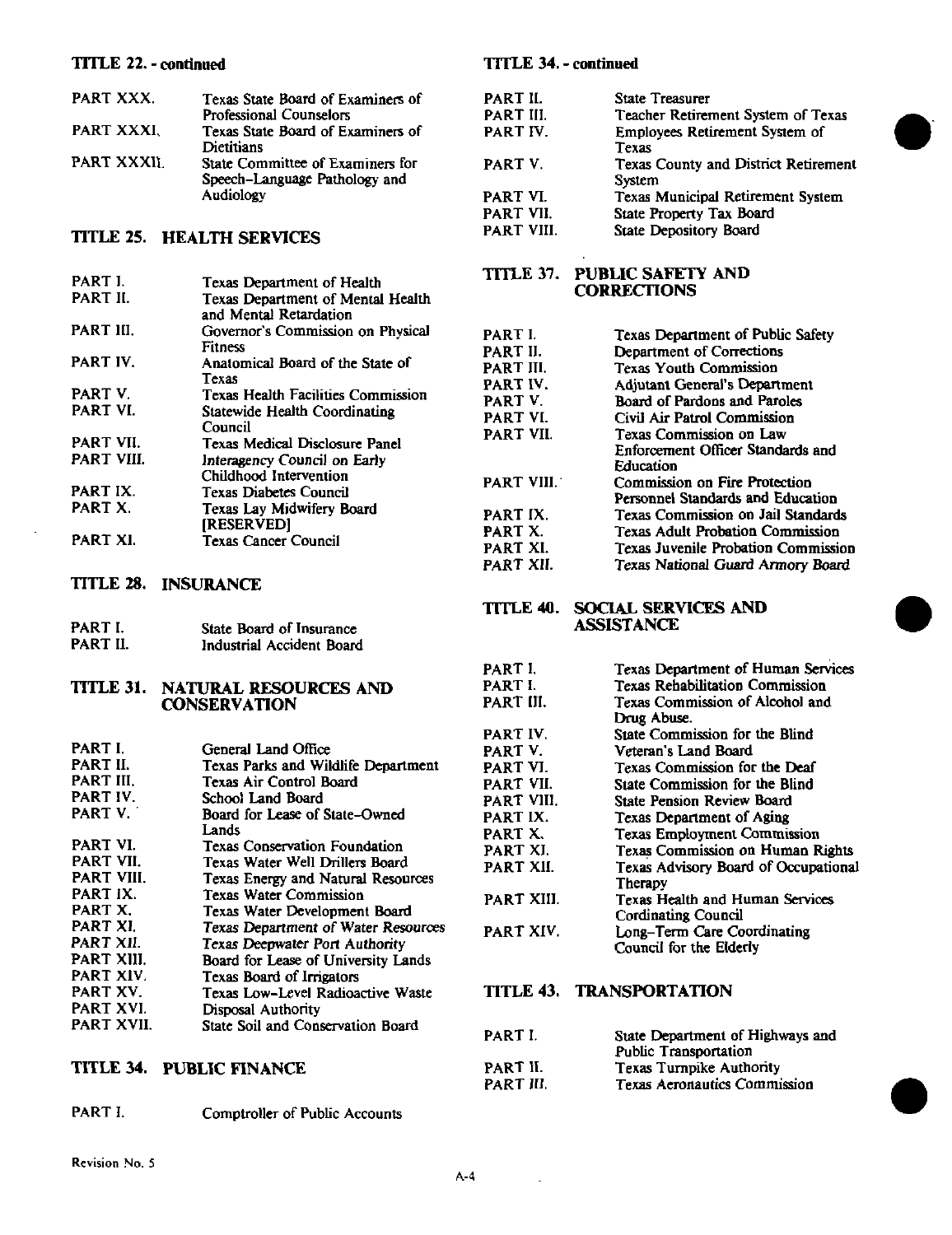**TITLE 22. - continued**

| | |
|---|---|
| PART XXX. | Texas State Board of Examiners of Professional Counselors |
| PART XXXI. | Texas State Board of Examiners of Dietitians |
| PART XXXII. | State Committee of Examiners for Speech-Language Pathology and Audiology |

## TITLE 25. HEALTH SERVICES

| | |
|---|---|
| PART I. | Texas Department of Health |
| PART II. | Texas Department of Mental Health and Mental Retardation |
| PART III. | Governor's Commission on Physical Fitness |
| PART IV. | Anatomical Board of the State of Texas |
| PART V. | Texas Health Facilities Commission |
| PART VI. | Statewide Health Coordinating Council |
| PART VII. | Texas Medical Disclosure Panel |
| PART VIII. | Interagency Council on Early Childhood Intervention |
| PART IX. | Texas Diabetes Council |
| PART X. | Texas Lay Midwifery Board [RESERVED] |
| PART XI. | Texas Cancer Council |

## TITLE 28. INSURANCE

| | |
|---|---|
| PART I. | State Board of Insurance |
| PART II. | Industrial Accident Board |

## TITLE 31. NATURAL RESOURCES AND CONSERVATION

| | |
|---|---|
| PART I. | General Land Office |
| PART II. | Texas Parks and Wildlife Department |
| PART III. | Texas Air Control Board |
| PART IV. | School Land Board |
| PART V. | Board for Lease of State-Owned Lands |
| PART VI. | Texas Conservation Foundation |
| PART VII. | Texas Water Well Drillers Board |
| PART VIII. | Texas Energy and Natural Resources |
| PART IX. | Texas Water Commission |
| PART X. | Texas Water Development Board |
| PART XI. | Texas Department of Water Resources |
| PART XII. | Texas Deepwater Port Authority |
| PART XIII. | Board for Lease of University Lands |
| PART XIV. | Texas Board of Irrigators |
| PART XV. | Texas Low-Level Radioactive Waste |
| PART XVI. | Disposal Authority |
| PART XVII. | State Soil and Conservation Board |

## TITLE 34. PUBLIC FINANCE

| | |
|---|---|
| PART I. | Comptroller of Public Accounts |
| PART II. | State Treasurer |
| PART III. | Teacher Retirement System of Texas |
| PART IV. | Employees Retirement System of Texas |
| PART V. | Texas County and District Retirement System |
| PART VI. | Texas Municipal Retirement System |
| PART VII. | State Property Tax Board |
| PART VIII. | State Depository Board |

## TITLE 37. PUBLIC SAFETY AND CORRECTIONS

| | |
|---|---|
| PART I. | Texas Department of Public Safety |
| PART II. | Department of Corrections |
| PART III. | Texas Youth Commission |
| PART IV. | Adjutant General's Department |
| PART V. | Board of Pardons and Paroles |
| PART VI. | Civil Air Patrol Commission |
| PART VII. | Texas Commission on Law Enforcement Officer Standards and Education |
| PART VIII. | Commission on Fire Protection Personnel Standards and Education |
| PART IX. | Texas Commission on Jail Standards |
| PART X. | Texas Adult Probation Commission |
| PART XI. | Texas Juvenile Probation Commission |
| PART XII. | Texas National Guard Armory Board |

## TITLE 40. SOCIAL SERVICES AND ASSISTANCE

| | |
|---|---|
| PART I. | Texas Department of Human Services |
| PART I. | Texas Rehabilitation Commission |
| PART III. | Texas Commission of Alcohol and Drug Abuse. |
| PART IV. | State Commission for the Blind |
| PART V. | Veteran's Land Board |
| PART VI. | Texas Commission for the Deaf |
| PART VII. | State Commission for the Blind |
| PART VIII. | State Pension Review Board |
| PART IX. | Texas Department of Aging |
| PART X. | Texas Employment Commission |
| PART XI. | Texas Commission on Human Rights |
| PART XII. | Texas Advisory Board of Occupational Therapy |
| PART XIII. | Texas Health and Human Services Cordinating Council |
| PART XIV. | Long-Term Care Coordinating Council for the Elderly |

## TITLE 43. TRANSPORTATION

| | |
|---|---|
| PART I. | State Department of Highways and Public Transportation |
| PART II. | Texas Turnpike Authority |
| PART III. | Texas Aeronautics Commission |

Revision No. 5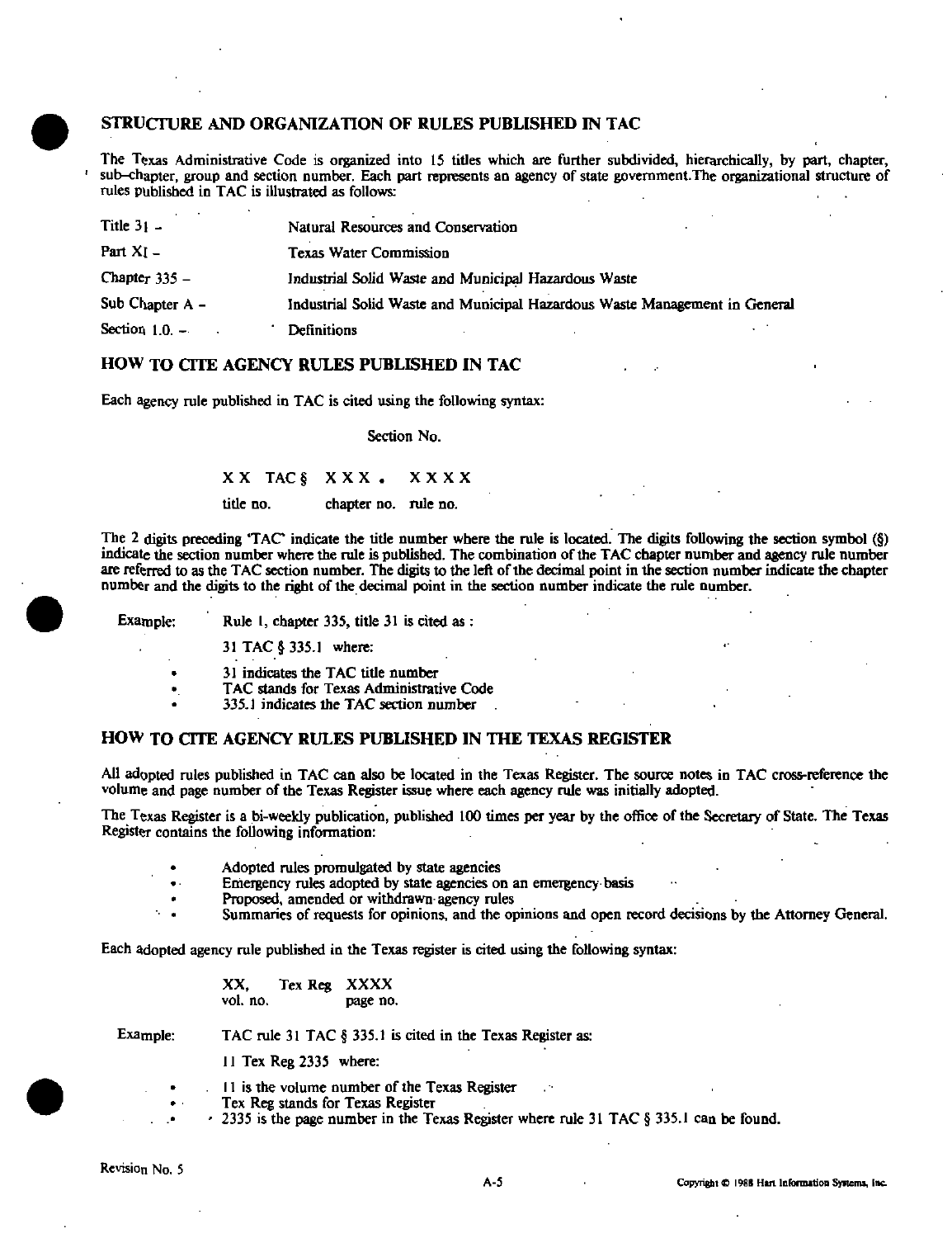## STRUCTURE AND ORGANIZATION OF RULES PUBLISHED IN TAC

The Texas Administrative Code is organized into 15 titles which are further subdivided, hierarchically, by part, chapter, sub-chapter, group and section number. Each part represents an agency of state government. The organizational structure of rules published in TAC is illustrated as follows:

| | |
|---|---|
| Title 31 – | Natural Resources and Conservation |
| Part XI – | Texas Water Commission |
| Chapter 335 – | Industrial Solid Waste and Municipal Hazardous Waste |
| Sub Chapter A – | Industrial Solid Waste and Municipal Hazardous Waste Management in General |
| Section 1.0. – | Definitions |

## HOW TO CITE AGENCY RULES PUBLISHED IN TAC

Each agency rule published in TAC is cited using the following syntax:

Section No.

```
XX  TAC §  XXX .  XXXX
title no.  chapter no.  rule no.
```

The 2 digits preceding 'TAC' indicate the title number where the rule is located. The digits following the section symbol (§) indicate the section number where the rule is published. The combination of the TAC chapter number and agency rule number are referred to as the TAC section number. The digits to the left of the decimal point in the section number indicate the chapter number and the digits to the right of the decimal point in the section number indicate the rule number.

Example: Rule 1, chapter 335, title 31 is cited as :

31 TAC § 335.1 where:

- 31 indicates the TAC title number
- TAC stands for Texas Administrative Code
- 335.1 indicates the TAC section number

## HOW TO CITE AGENCY RULES PUBLISHED IN THE TEXAS REGISTER

All adopted rules published in TAC can also be located in the Texas Register. The source notes in TAC cross-reference the volume and page number of the Texas Register issue where each agency rule was initially adopted.

The Texas Register is a bi-weekly publication, published 100 times per year by the office of the Secretary of State. The Texas Register contains the following information:

- Adopted rules promulgated by state agencies
- Emergency rules adopted by state agencies on an emergency basis
- Proposed, amended or withdrawn agency rules
- Summaries of requests for opinions, and the opinions and open record decisions by the Attorney General.

Each adopted agency rule published in the Texas register is cited using the following syntax:

```
XX,       Tex Reg  XXXX
vol. no.           page no.
```

Example: TAC rule 31 TAC § 335.1 is cited in the Texas Register as:

11 Tex Reg 2335 where:

- 11 is the volume number of the Texas Register
- Tex Reg stands for Texas Register
- 2335 is the page number in the Texas Register where rule 31 TAC § 335.1 can be found.

Revision No. 5

Copyright © 1988 Hart Information Systems, Inc.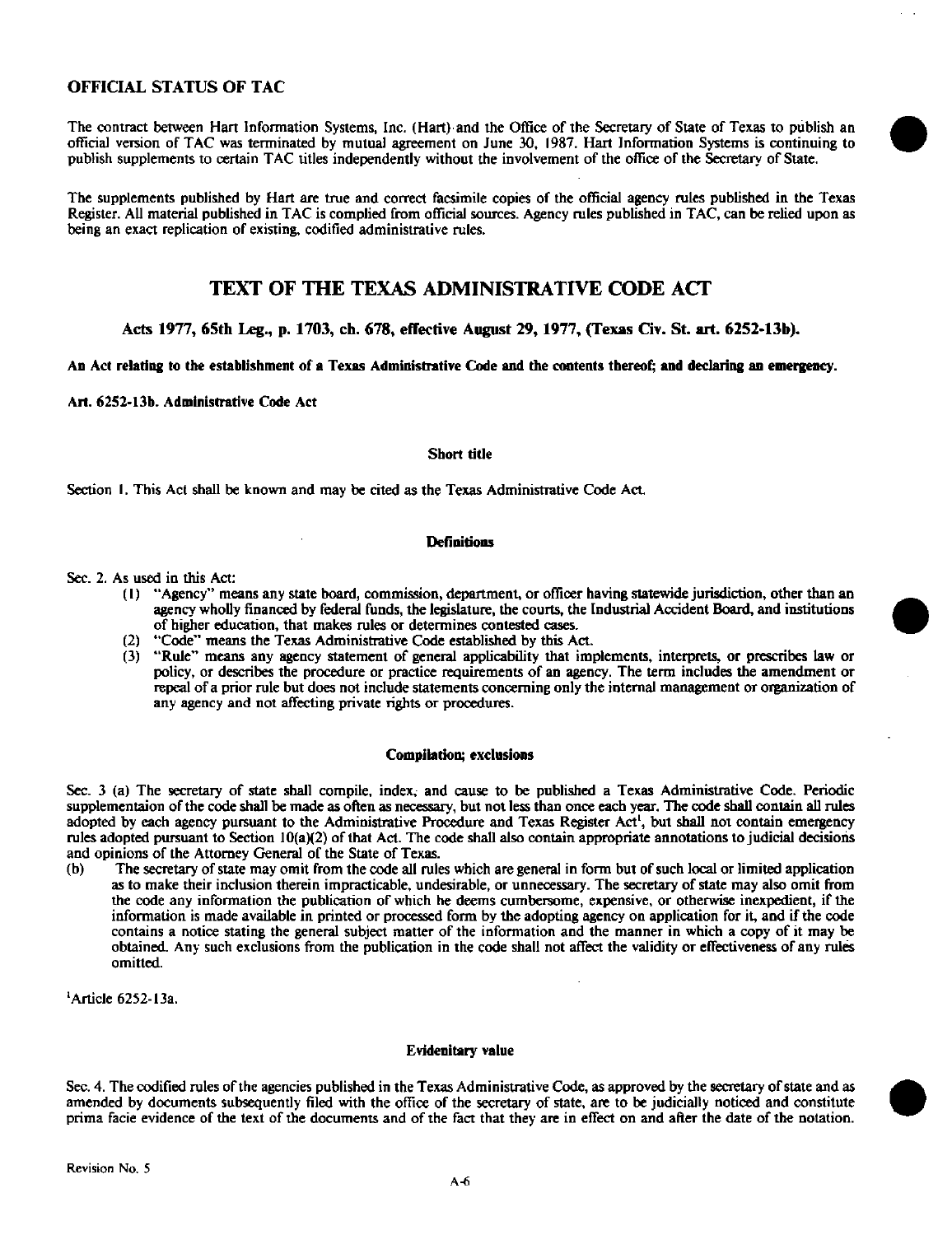## OFFICIAL STATUS OF TAC

The contract between Hart Information Systems, Inc. (Hart) and the Office of the Secretary of State of Texas to publish an official version of TAC was terminated by mutual agreement on June 30, 1987. Hart Information Systems is continuing to publish supplements to certain TAC titles independently without the involvement of the office of the Secretary of State.

The supplements published by Hart are true and correct facsimile copies of the official agency rules published in the Texas Register. All material published in TAC is complied from official sources. Agency rules published in TAC, can be relied upon as being an exact replication of existing, codified administrative rules.

# TEXT OF THE TEXAS ADMINISTRATIVE CODE ACT

### Acts 1977, 65th Leg., p. 1703, ch. 678, effective August 29, 1977, (Texas Civ. St. art. 6252-13b).

**An Act relating to the establishment of a Texas Administrative Code and the contents thereof; and declaring an emergency.**

**Art. 6252-13b. Administrative Code Act**

**Short title**

Section 1. This Act shall be known and may be cited as the Texas Administrative Code Act.

**Definitions**

Sec. 2. As used in this Act:

(1) "Agency" means any state board, commission, department, or officer having statewide jurisdiction, other than an agency wholly financed by federal funds, the legislature, the courts, the Industrial Accident Board, and institutions of higher education, that makes rules or determines contested cases.

(2) "Code" means the Texas Administrative Code established by this Act.

(3) "Rule" means any agency statement of general applicability that implements, interprets, or prescribes law or policy, or describes the procedure or practice requirements of an agency. The term includes the amendment or repeal of a prior rule but does not include statements concerning only the internal management or organization of any agency and not affecting private rights or procedures.

**Compilation; exclusions**

Sec. 3 (a) The secretary of state shall compile, index, and cause to be published a Texas Administrative Code. Periodic supplementaion of the code shall be made as often as necessary, but not less than once each year. The code shall contain all rules adopted by each agency pursuant to the Administrative Procedure and Texas Register Act[1], but shall not contain emergency rules adopted pursuant to Section 10(a)(2) of that Act. The code shall also contain appropriate annotations to judicial decisions and opinions of the Attorney General of the State of Texas.

(b) The secretary of state may omit from the code all rules which are general in form but of such local or limited application as to make their inclusion therein impracticable, undesirable, or unnecessary. The secretary of state may also omit from the code any information the publication of which he deems cumbersome, expensive, or otherwise inexpedient, if the information is made available in printed or processed form by the adopting agency on application for it, and if the code contains a notice stating the general subject matter of the information and the manner in which a copy of it may be obtained. Any such exclusions from the publication in the code shall not affect the validity or effectiveness of any rules omitted.

[1]Article 6252-13a.

**Evidenitary value**

Sec. 4. The codified rules of the agencies published in the Texas Administrative Code, as approved by the secretary of state and as amended by documents subsequently filed with the office of the secretary of state, are to be judicially noticed and constitute prima facie evidence of the text of the documents and of the fact that they are in effect on and after the date of the notation.

Revision No. 5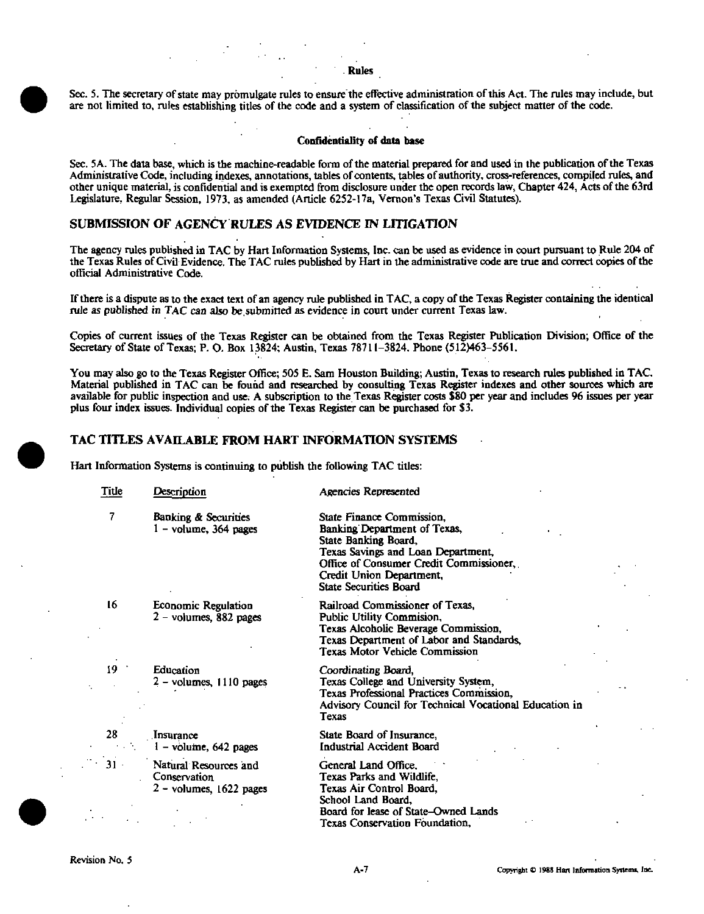### Rules

Sec. 5. The secretary of state may promulgate rules to ensure the effective administration of this Act. The rules may include, but are not limited to, rules establishing titles of the code and a system of classification of the subject matter of the code.

### Confidentiality of data base

Sec. 5A. The data base, which is the machine-readable form of the material prepared for and used in the publication of the Texas Administrative Code, including indexes, annotations, tables of contents, tables of authority, cross-references, compiled rules, and other unique material, is confidential and is exempted from disclosure under the open records law, Chapter 424, Acts of the 63rd Legislature, Regular Session, 1973, as amended (Article 6252-17a, Vernon's Texas Civil Statutes).

## SUBMISSION OF AGENCY RULES AS EVIDENCE IN LITIGATION

The agency rules published in TAC by Hart Information Systems, Inc. can be used as evidence in court pursuant to Rule 204 of the Texas Rules of Civil Evidence. The TAC rules published by Hart in the administrative code are true and correct copies of the official Administrative Code.

If there is a dispute as to the exact text of an agency rule published in TAC, a copy of the Texas Register containing the identical rule *as published in TAC* can also be submitted as evidence in court under current Texas law.

Copies of current issues of the Texas Register can be obtained from the Texas Register Publication Division; Office of the Secretary of State of Texas; P. O. Box 13824; Austin, Texas 78711-3824. Phone (512)463-5561.

You may also go to the Texas Register Office; 505 E. Sam Houston Building; Austin, Texas to research rules published in TAC. Material published in TAC can be found and researched by consulting Texas Register indexes and other sources which are available for public inspection and use. A subscription to the Texas Register costs $80 per year and includes 96 issues per year plus four index issues. Individual copies of the Texas Register can be purchased for $3.

## TAC TITLES AVAILABLE FROM HART INFORMATION SYSTEMS

Hart Information Systems is continuing to publish the following TAC titles:

| Title | Description | Agencies Represented |
|---|---|---|
| 7 | Banking & Securities<br>1 - volume, 364 pages | State Finance Commission,<br>Banking Department of Texas,<br>State Banking Board,<br>Texas Savings and Loan Department,<br>Office of Consumer Credit Commissioner,<br>Credit Union Department,<br>State Securities Board |
| 16 | Economic Regulation<br>2 - volumes, 882 pages | Railroad Commissioner of Texas,<br>Public Utility Commision,<br>Texas Alcoholic Beverage Commission,<br>Texas Department of Labor and Standards,<br>Texas Motor Vehicle Commission |
| 19 | Education<br>2 - volumes, 1110 pages | Coordinating Board,<br>Texas College and University System,<br>Texas Professional Practices Commission,<br>Advisory Council for Technical Vocational Education in Texas |
| 28 | Insurance<br>1 - volume, 642 pages | State Board of Insurance,<br>Industrial Accident Board |
| 31 | Natural Resources and Conservation<br>2 - volumes, 1622 pages | General Land Office,<br>Texas Parks and Wildlife,<br>Texas Air Control Board,<br>School Land Board,<br>Board for lease of State-Owned Lands<br>Texas Conservation Foundation, |

Revision No. 5

Copyright © 1988 Hart Information Systems, Inc.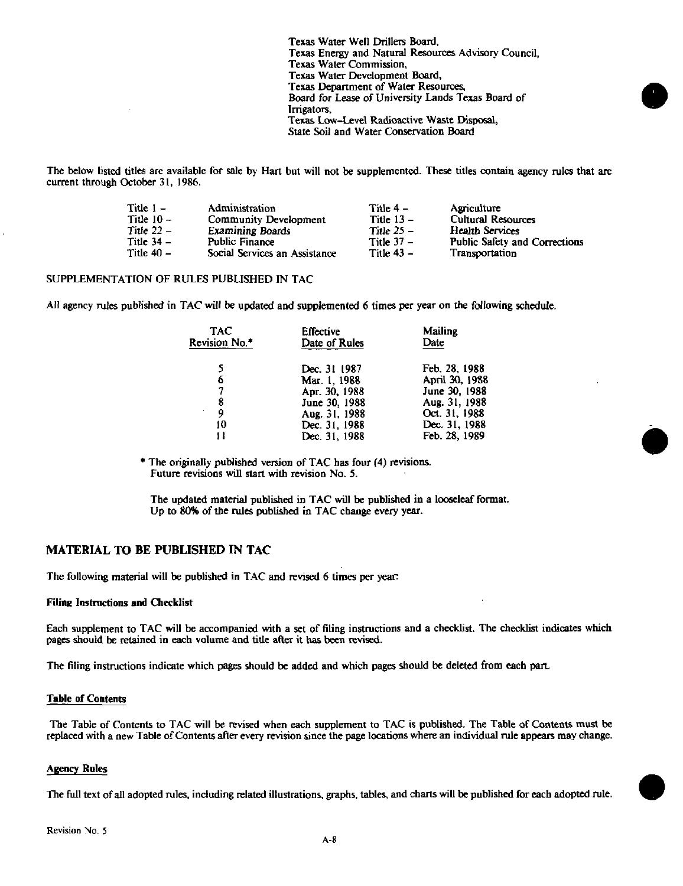Texas Water Well Drillers Board,
Texas Energy and Natural Resources Advisory Council,
Texas Water Commission,
Texas Water Development Board,
Texas Department of Water Resources,
Board for Lease of University Lands Texas Board of Irrigators,
Texas Low-Level Radioactive Waste Disposal,
State Soil and Water Conservation Board

The below listed titles are available for sale by Hart but will not be supplemented. These titles contain agency rules that are current through October 31, 1986.

| | | | |
|---|---|---|---|
| Title 1 – | Administration | Title 4 – | Agriculture |
| Title 10 – | Community Development | Title 13 – | Cultural Resources |
| Title 22 – | Examining Boards | Title 25 – | Health Services |
| Title 34 – | Public Finance | Title 37 – | Public Safety and Corrections |
| Title 40 – | Social Services an Assistance | Title 43 – | Transportation |

SUPPLEMENTATION OF RULES PUBLISHED IN TAC

All agency rules published in TAC will be updated and supplemented 6 times per year on the following schedule.

| TAC Revision No.* | Effective Date of Rules | Mailing Date |
|---|---|---|
| 5 | Dec. 31 1987 | Feb. 28, 1988 |
| 6 | Mar. 1, 1988 | April 30, 1988 |
| 7 | Apr. 30, 1988 | June 30, 1988 |
| 8 | June 30, 1988 | Aug. 31, 1988 |
| 9 | Aug. 31, 1988 | Oct. 31, 1988 |
| 10 | Dec. 31, 1988 | Dec. 31, 1988 |
| 11 | Dec. 31, 1988 | Feb. 28, 1989 |

* The originally published version of TAC has four (4) revisions. Future revisions will start with revision No. 5.

The updated material published in TAC will be published in a looseleaf format. Up to 80% of the rules published in TAC change every year.

## MATERIAL TO BE PUBLISHED IN TAC

The following material will be published in TAC and revised 6 times per year:

**Filing Instructions and Checklist**

Each supplement to TAC will be accompanied with a set of filing instructions and a checklist. The checklist indicates which pages should be retained in each volume and title after it has been revised.

The filing instructions indicate which pages should be added and which pages should be deleted from each part.

**Table of Contents**

The Table of Contents to TAC will be revised when each supplement to TAC is published. The Table of Contents must be replaced with a new Table of Contents after every revision since the page locations where an individual rule appears may change.

**Agency Rules**

The full text of all adopted rules, including related illustrations, graphs, tables, and charts will be published for each adopted rule.

Revision No. 5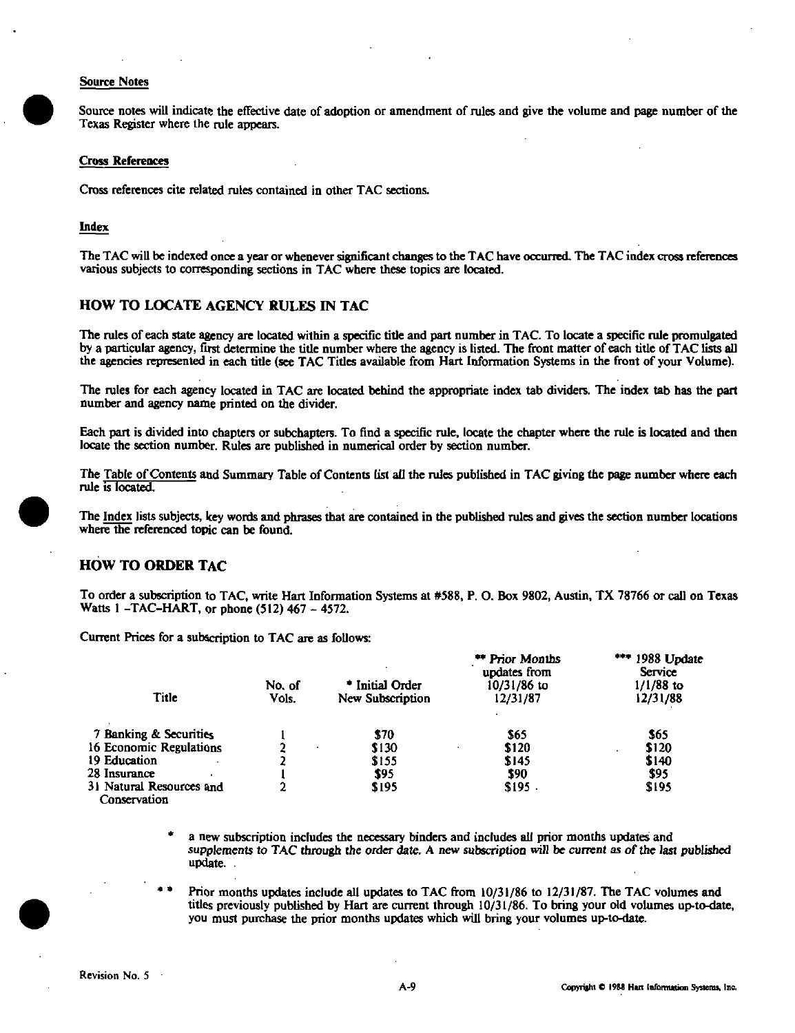#### Source Notes

Source notes will indicate the effective date of adoption or amendment of rules and give the volume and page number of the Texas Register where the rule appears.

#### Cross References

Cross references cite related rules contained in other TAC sections.

#### Index

The TAC will be indexed once a year or whenever significant changes to the TAC have occurred. The TAC index cross references various subjects to corresponding sections in TAC where these topics are located.

## HOW TO LOCATE AGENCY RULES IN TAC

The rules of each state agency are located within a specific title and part number in TAC. To locate a specific rule promulgated by a particular agency, first determine the title number where the agency is listed. The front matter of each title of TAC lists all the agencies represented in each title (see TAC Titles available from Hart Information Systems in the front of your Volume).

The rules for each agency located in TAC are located behind the appropriate index tab dividers. The index tab has the part number and agency name printed on the divider.

Each part is divided into chapters or subchapters. To find a specific rule, locate the chapter where the rule is located and then locate the section number. Rules are published in numerical order by section number.

The Table of Contents and Summary Table of Contents list all the rules published in TAC giving the page number where each rule is located.

The Index lists subjects, key words and phrases that are contained in the published rules and gives the section number locations where the referenced topic can be found.

## HOW TO ORDER TAC

To order a subscription to TAC, write Hart Information Systems at #588, P. O. Box 9802, Austin, TX 78766 or call on Texas Watts 1 -TAC-HART, or phone (512) 467 - 4572.

Current Prices for a subscription to TAC are as follows:

| Title | No. of Vols. | * Initial Order New Subscription | ** Prior Months updates from 10/31/86 to 12/31/87 | *** 1988 Update Service 1/1/88 to 12/31/88 |
|---|---|---|---|---|
| 7 Banking & Securities | 1 | $70 | $65 | $65 |
| 16 Economic Regulations | 2 | $130 | $120 | $120 |
| 19 Education | 2 | $155 | $145 | $140 |
| 28 Insurance | 1 | $95 | $90 | $95 |
| 31 Natural Resources and Conservation | 2 | $195 | $195 | $195 |

\* a new subscription includes the necessary binders and includes all prior months updates and supplements to TAC through the order date. A new subscription will be current as of the last published update.

\*\* Prior months updates include all updates to TAC from 10/31/86 to 12/31/87. The TAC volumes and titles previously published by Hart are current through 10/31/86. To bring your old volumes up-to-date, you must purchase the prior months updates which will bring your volumes up-to-date.

Revision No. 5

Copyright © 1988 Hart Information Systems, Inc.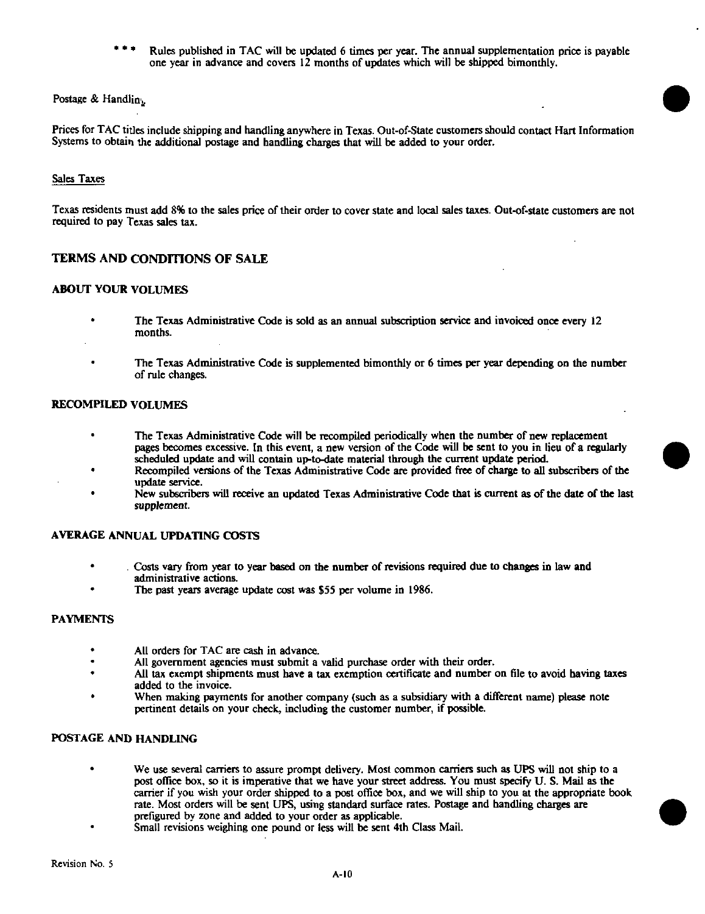*** Rules published in TAC will be updated 6 times per year. The annual supplementation price is payable one year in advance and covers 12 months of updates which will be shipped bimonthly.

Postage & Handling

Prices for TAC titles include shipping and handling anywhere in Texas. Out-of-State customers should contact Hart Information Systems to obtain the additional postage and handling charges that will be added to your order.

Sales Taxes

Texas residents must add 8% to the sales price of their order to cover state and local sales taxes. Out-of-state customers are not required to pay Texas sales tax.

## TERMS AND CONDITIONS OF SALE

### ABOUT YOUR VOLUMES

- The Texas Administrative Code is sold as an annual subscription service and invoiced once every 12 months.
- The Texas Administrative Code is supplemented bimonthly or 6 times per year depending on the number of rule changes.

### RECOMPILED VOLUMES

- The Texas Administrative Code will be recompiled periodically when the number of new replacement pages becomes excessive. In this event, a new version of the Code will be sent to you in lieu of a regularly scheduled update and will contain up-to-date material through the current update period.
- Recompiled versions of the Texas Administrative Code are provided free of charge to all subscribers of the update service.
- New subscribers will receive an updated Texas Administrative Code that is current as of the date of the last *supplement*.

### AVERAGE ANNUAL UPDATING COSTS

- Costs vary from year to year based on the number of revisions required due to changes in law and administrative actions.
- The past years average update cost was $55 per volume in 1986.

### PAYMENTS

- All orders for TAC are cash in advance.
- All government agencies must submit a valid purchase order with their order.
- All tax exempt shipments must have a tax exemption certificate and number on file to avoid having taxes added to the invoice.
- When making payments for another company (such as a subsidiary with a different name) please note pertinent details on your check, including the customer number, if possible.

### POSTAGE AND HANDLING

- We use several carriers to assure prompt delivery. Most common carriers such as UPS will not ship to a post office box, so it is imperative that we have your street address. You must specify U. S. Mail as the carrier if you wish your order shipped to a post office box, and we will ship to you at the appropriate book rate. Most orders will be sent UPS, using standard surface rates. Postage and handling charges are prefigured by zone and added to your order as applicable.
- Small revisions weighing one pound or less will be sent 4th Class Mail.

Revision No. 5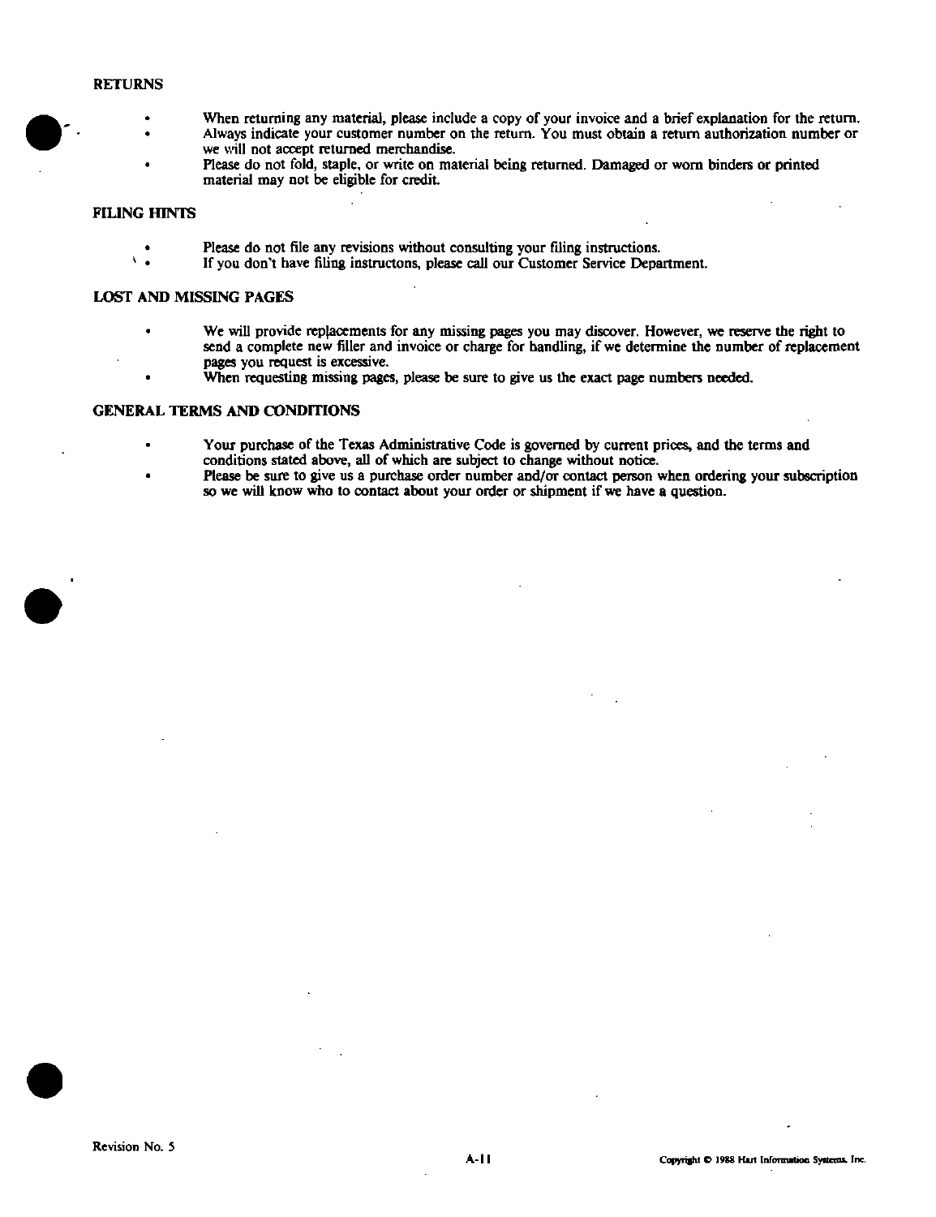## RETURNS

- When returning any material, please include a copy of your invoice and a brief explanation for the return.
- Always indicate your customer number on the return. You must obtain a return authorization number or we will not accept returned merchandise.
- Please do not fold, staple, or write on material being returned. Damaged or worn binders or printed material may not be eligible for credit.

## FILING HINTS

- Please do not file any revisions without consulting your filing instructions.
- If you don't have filing instructons, please call our Customer Service Department.

## LOST AND MISSING PAGES

- We will provide replacements for any missing pages you may discover. However, we reserve the right to send a complete new filler and invoice or charge for handling, if we determine the number of replacement pages you request is excessive.
- When requesting missing pages, please be sure to give us the exact page numbers needed.

## GENERAL TERMS AND CONDITIONS

- Your purchase of the Texas Administrative Code is governed by current prices, and the terms and conditions stated above, all of which are subject to change without notice.
- Please be sure to give us a purchase order number and/or contact person when ordering your subscription so we will know who to contact about your order or shipment if we have a question.